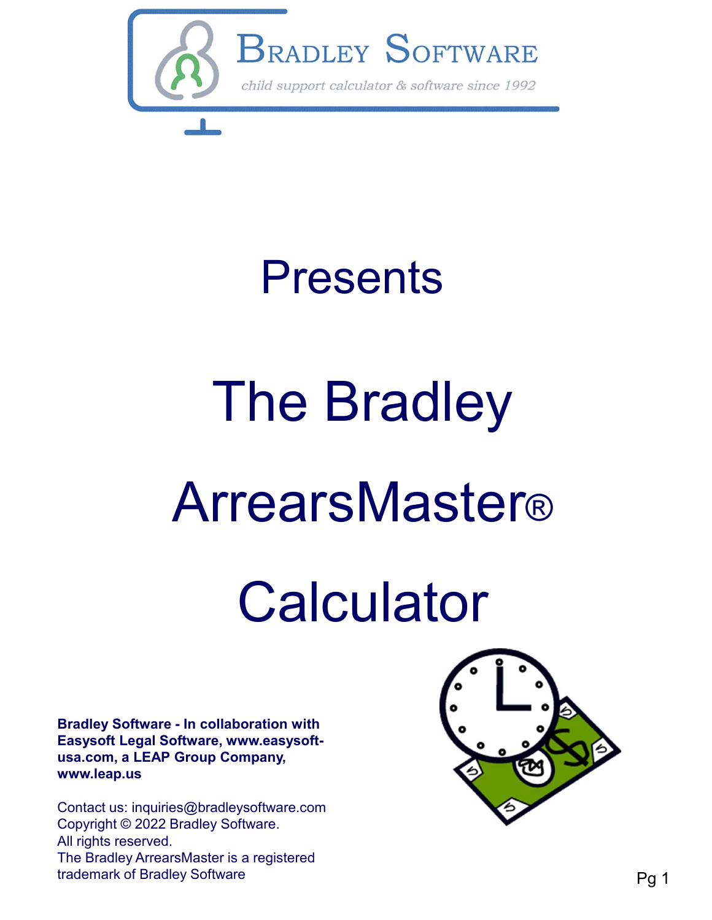Bradley Software

*child support calculator & software since 1992*

# Presents

# The Bradley ArrearsMaster® Calculator

**Bradley Software - In collaboration with Easysoft Legal Software, www.easysoft-usa.com, a LEAP Group Company, www.leap.us**

Contact us: inquiries@bradleysoftware.com
Copyright © 2022 Bradley Software.
All rights reserved.
The Bradley ArrearsMaster is a registered trademark of Bradley Software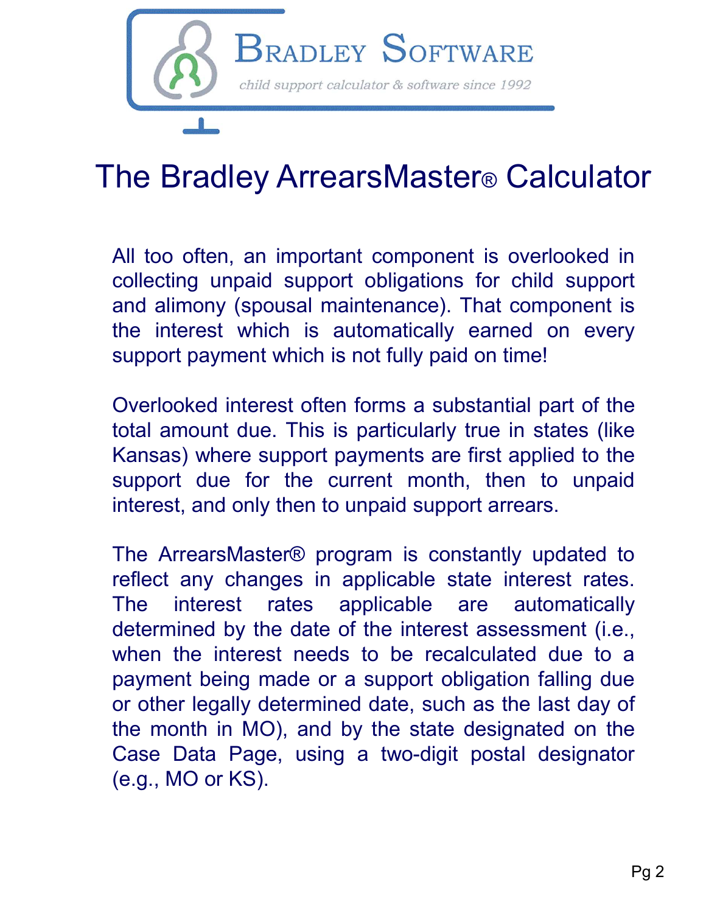Bradley Software

*child support calculator & software since 1992*

# The Bradley ArrearsMaster® Calculator

All too often, an important component is overlooked in collecting unpaid support obligations for child support and alimony (spousal maintenance). That component is the interest which is automatically earned on every support payment which is not fully paid on time!

Overlooked interest often forms a substantial part of the total amount due. This is particularly true in states (like Kansas) where support payments are first applied to the support due for the current month, then to unpaid interest, and only then to unpaid support arrears.

The ArrearsMaster® program is constantly updated to reflect any changes in applicable state interest rates. The interest rates applicable are automatically determined by the date of the interest assessment (i.e., when the interest needs to be recalculated due to a payment being made or a support obligation falling due or other legally determined date, such as the last day of the month in MO), and by the state designated on the Case Data Page, using a two-digit postal designator (e.g., MO or KS).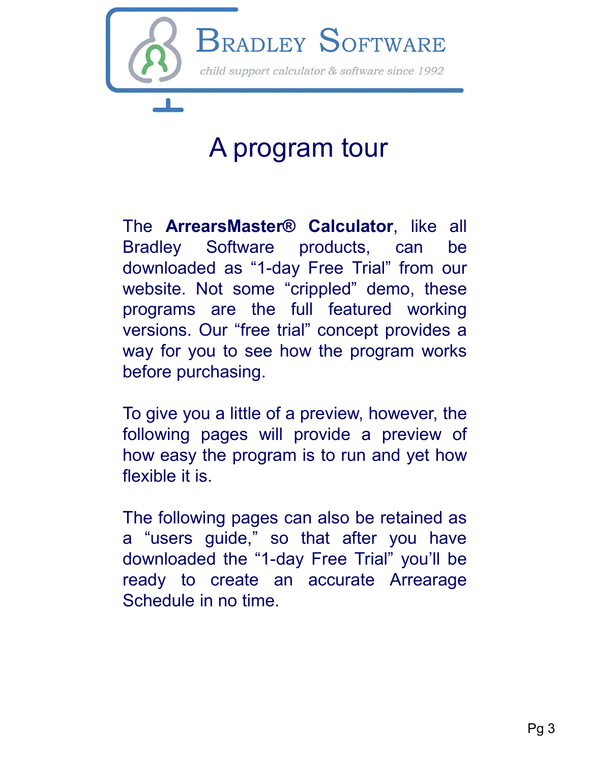Bradley Software

child support calculator & software since 1992

# A program tour

The **ArrearsMaster® Calculator**, like all Bradley Software products, can be downloaded as “1-day Free Trial” from our website. Not some “crippled” demo, these programs are the full featured working versions. Our “free trial” concept provides a way for you to see how the program works before purchasing.

To give you a little of a preview, however, the following pages will provide a preview of how easy the program is to run and yet how flexible it is.

The following pages can also be retained as a “users guide,” so that after you have downloaded the “1-day Free Trial” you’ll be ready to create an accurate Arrearage Schedule in no time.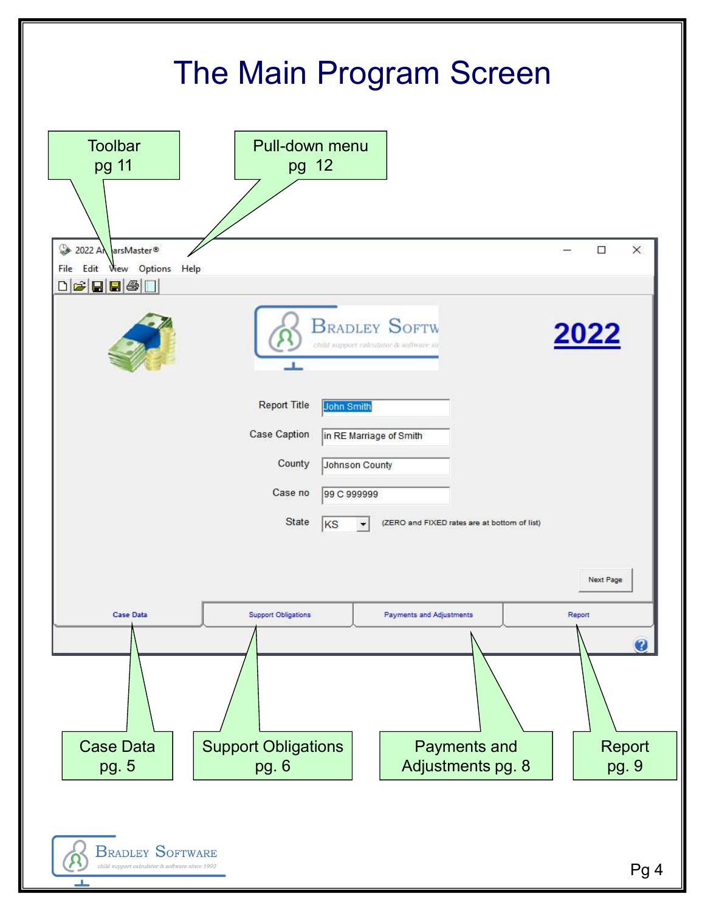# The Main Program Screen

Toolbar
pg 11

Pull-down menu
pg 12

2022 ArrearsMaster®

File Edit View Options Help

Bradley Software
child support calculator & software since 1992

2022

Report Title: John Smith

Case Caption: in RE Marriage of Smith

County: Johnson County

Case no: 99 C 999999

State: KS (ZERO and FIXED rates are at bottom of list)

Next Page

Case Data | Support Obligations | Payments and Adjustments | Report

Case Data
pg. 5

Support Obligations
pg. 6

Payments and
Adjustments pg. 8

Report
pg. 9

Bradley Software
child support calculator & software since 1992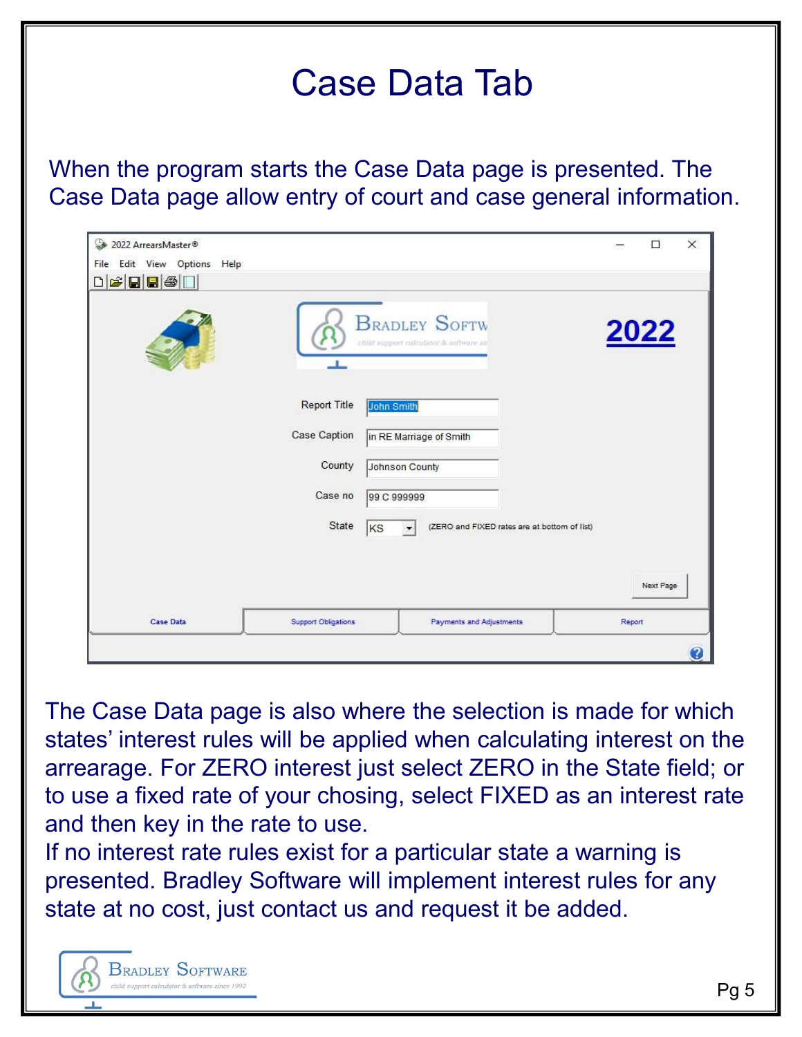# Case Data Tab

When the program starts the Case Data page is presented. The Case Data page allow entry of court and case general information.

The Case Data page is also where the selection is made for which states' interest rules will be applied when calculating interest on the arrearage. For ZERO interest just select ZERO in the State field; or to use a fixed rate of your chosing, select FIXED as an interest rate and then key in the rate to use.

If no interest rate rules exist for a particular state a warning is presented. Bradley Software will implement interest rules for any state at no cost, just contact us and request it be added.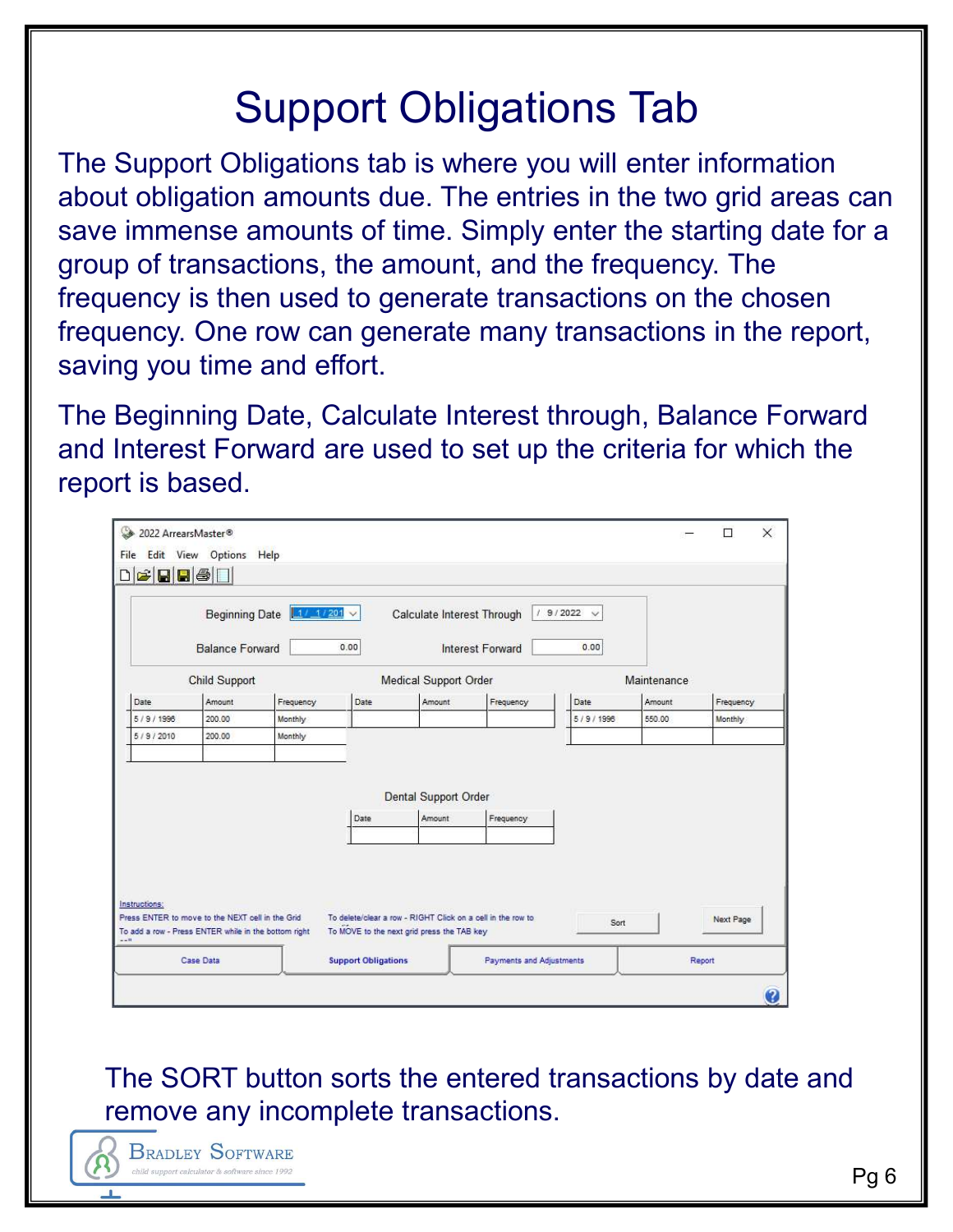# Support Obligations Tab

The Support Obligations tab is where you will enter information about obligation amounts due. The entries in the two grid areas can save immense amounts of time. Simply enter the starting date for a group of transactions, the amount, and the frequency. The frequency is then used to generate transactions on the chosen frequency. One row can generate many transactions in the report, saving you time and effort.

The Beginning Date, Calculate Interest through, Balance Forward and Interest Forward are used to set up the criteria for which the report is based.

The SORT button sorts the entered transactions by date and remove any incomplete transactions.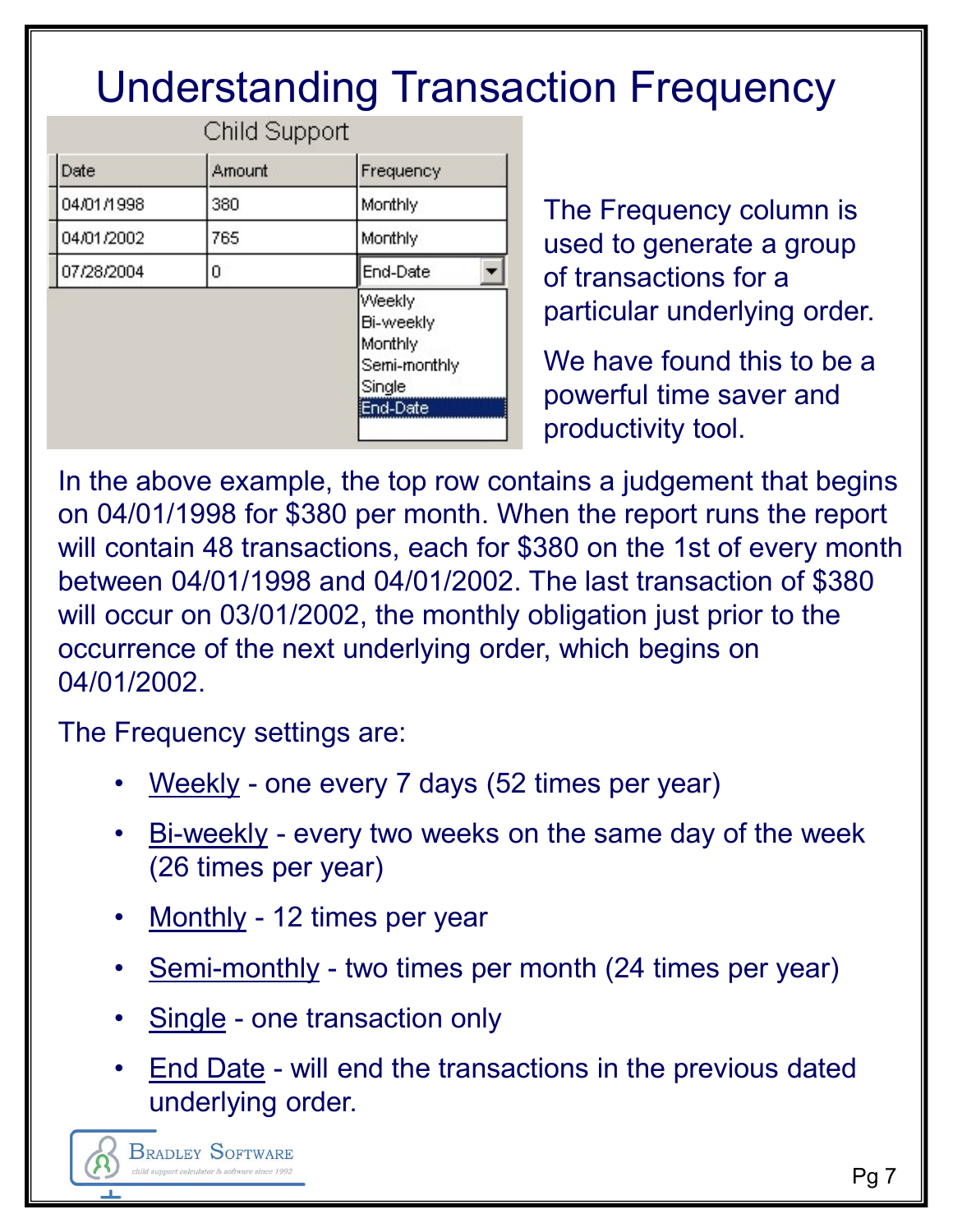# Understanding Transaction Frequency

Child Support

| Date | Amount | Frequency |
|---|---|---|
| 04/01/1998 | 380 | Monthly |
| 04/01/2002 | 765 | Monthly |
| 07/28/2004 | 0 | End-Date |

Weekly
Bi-weekly
Monthly
Semi-monthly
Single
End-Date

The Frequency column is used to generate a group of transactions for a particular underlying order.

We have found this to be a powerful time saver and productivity tool.

In the above example, the top row contains a judgement that begins on 04/01/1998 for $380 per month. When the report runs the report will contain 48 transactions, each for $380 on the 1st of every month between 04/01/1998 and 04/01/2002. The last transaction of $380 will occur on 03/01/2002, the monthly obligation just prior to the occurrence of the next underlying order, which begins on 04/01/2002.

The Frequency settings are:

- Weekly - one every 7 days (52 times per year)
- Bi-weekly - every two weeks on the same day of the week (26 times per year)
- Monthly - 12 times per year
- Semi-monthly - two times per month (24 times per year)
- Single - one transaction only
- End Date - will end the transactions in the previous dated underlying order.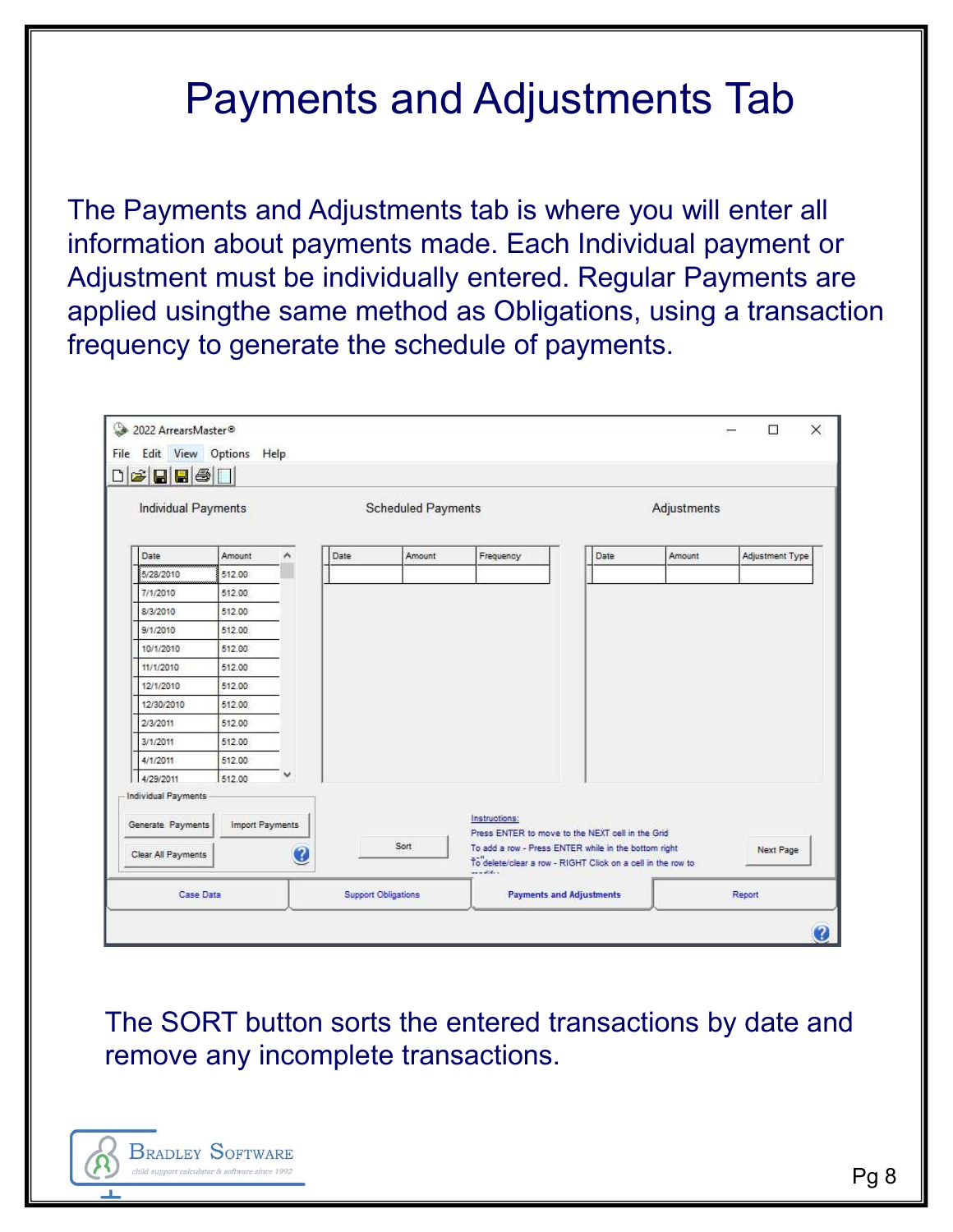# Payments and Adjustments Tab

The Payments and Adjustments tab is where you will enter all information about payments made. Each Individual payment or Adjustment must be individually entered. Regular Payments are applied usingthe same method as Obligations, using a transaction frequency to generate the schedule of payments.

The SORT button sorts the entered transactions by date and remove any incomplete transactions.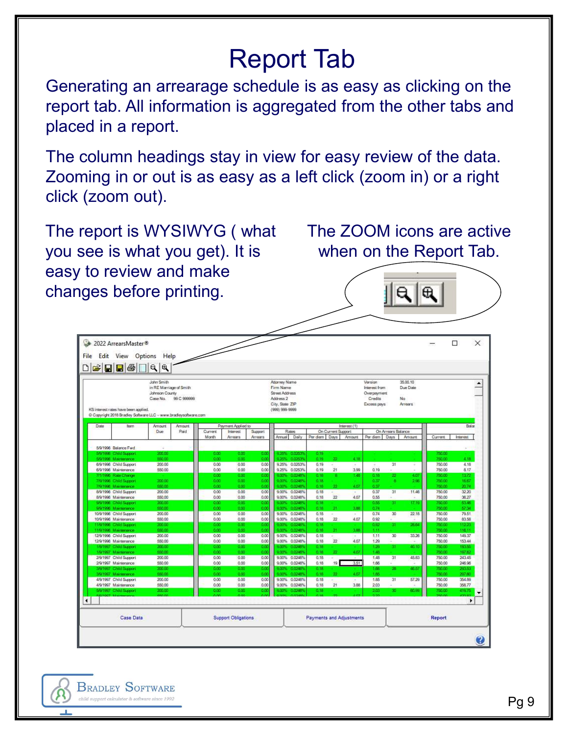# Report Tab

Generating an arrearage schedule is as easy as clicking on the report tab. All information is aggregated from the other tabs and placed in a report.

The column headings stay in view for easy review of the data. Zooming in or out is as easy as a left click (zoom in) or a right click (zoom out).

The report is WYSIWYG ( what you see is what you get). It is easy to review and make changes before printing.

The ZOOM icons are active when on the Report Tab.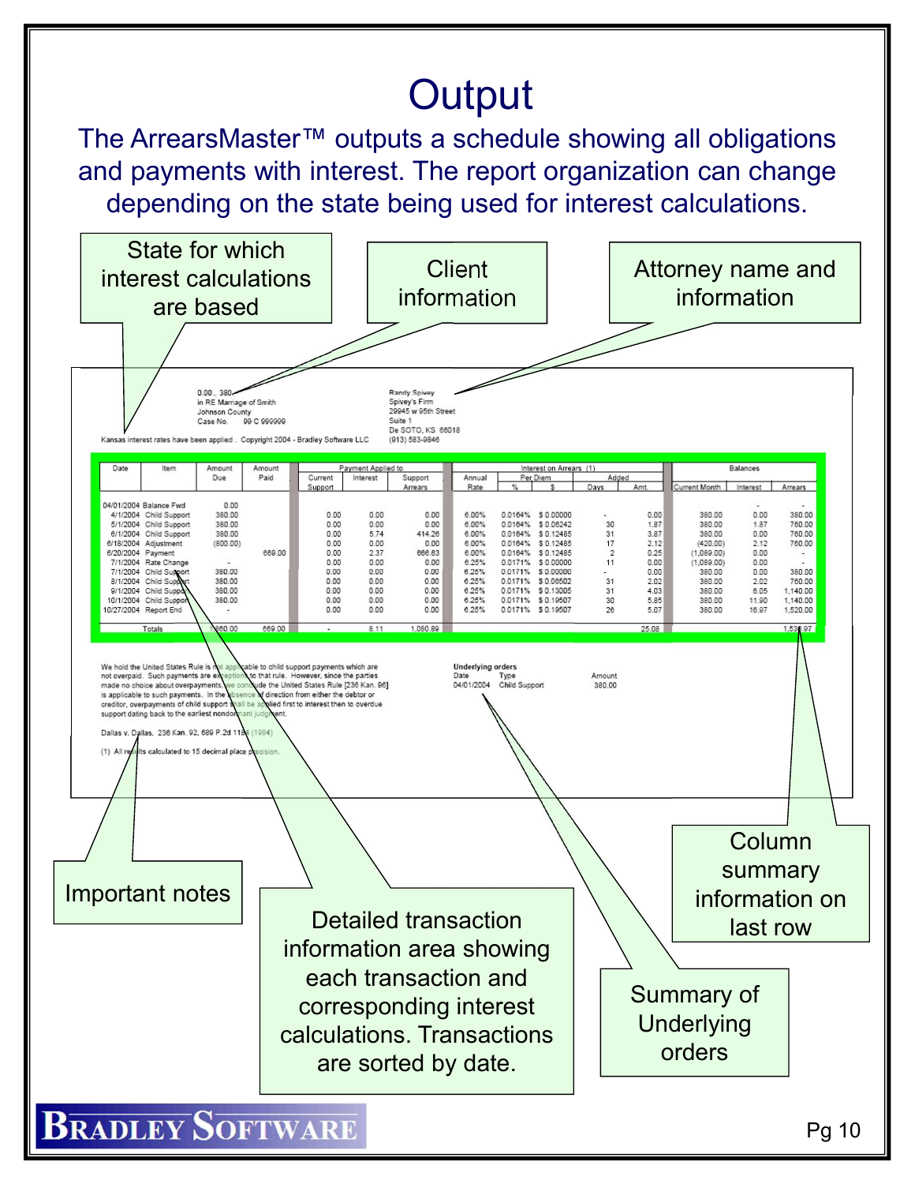# Output

The ArrearsMaster™ outputs a schedule showing all obligations and payments with interest. The report organization can change depending on the state being used for interest calculations.

State for which interest calculations are based

Client information

Attorney name and information

0.00 380
in RE Marriage of Smith
Johnson County
Case No. 99 C 999999

Randy Spivey
Spivey's Firm
29945 w 95th Street
Suite 1
De SOTO, KS 66018
(913) 583-9846

Kansas interest rates have been applied . Copyright 2004 - Bradley Software LLC

| Date | Item | Amount Due | Amount Paid | Payment Applied to | | | Interest on Arrears (1) | | | | | Balances | | |
|---|---|---|---|---|---|---|---|---|---|---|---|---|---|---|
| | | | | Current Support | Interest | Support Arrears | Annual Rate | Per Diem % | Per Diem $ | Added Days | Added Amt. | Current Month | Interest | Arrears |
| 04/01/2004 | Balance Fwd | 0.00 | | | | | | | | | | | - | - |
| 4/1/2004 | Child Support | 380.00 | | 0.00 | 0.00 | 0.00 | 6.00% | 0.0164% | $ 0.00000 | - | 0.00 | 380.00 | 0.00 | 380.00 |
| 5/1/2004 | Child Support | 380.00 | | 0.00 | 0.00 | 0.00 | 6.00% | 0.0164% | $ 0.06242 | 30 | 1.87 | 380.00 | 1.87 | 760.00 |
| 6/1/2004 | Child Support | 380.00 | | 0.00 | 5.74 | 414.26 | 6.00% | 0.0164% | $ 0.12485 | 31 | 3.87 | 380.00 | 0.00 | 760.00 |
| 6/18/2004 | Adjustment | (800.00) | | 0.00 | 0.00 | 0.00 | 6.00% | 0.0164% | $ 0.12485 | 17 | 2.12 | (420.00) | 2.12 | 760.00 |
| 6/20/2004 | Payment | | 669.00 | 0.00 | 2.37 | 666.63 | 6.00% | 0.0164% | $ 0.12485 | 2 | 0.25 | (1,089.00) | 0.00 | - |
| 7/1/2004 | Rate Change | - | | 0.00 | 0.00 | 0.00 | 6.25% | 0.0171% | $ 0.00000 | 11 | 0.00 | (1,089.00) | 0.00 | - |
| 7/1/2004 | Child Support | 380.00 | | 0.00 | 0.00 | 0.00 | 6.25% | 0.0171% | $ 0.00000 | - | 0.00 | 380.00 | 0.00 | 380.00 |
| 8/1/2004 | Child Support | 380.00 | | 0.00 | 0.00 | 0.00 | 6.25% | 0.0171% | $ 0.06502 | 31 | 2.02 | 380.00 | 2.02 | 760.00 |
| 9/1/2004 | Child Support | 380.00 | | 0.00 | 0.00 | 0.00 | 6.25% | 0.0171% | $ 0.13005 | 31 | 4.03 | 380.00 | 6.05 | 1,140.00 |
| 10/1/2004 | Child Support | 380.00 | | 0.00 | 0.00 | 0.00 | 6.25% | 0.0171% | $ 0.19507 | 30 | 5.85 | 380.00 | 11.90 | 1,140.00 |
| 10/27/2004 | Report End | - | | 0.00 | 0.00 | 0.00 | 6.25% | 0.0171% | $ 0.19507 | 26 | 5.07 | 380.00 | 16.97 | 1,520.00 |
| | Totals | 1,860.00 | 669.00 | - | 8.11 | 1,080.89 | | | | | 25.08 | | | 1,536.97 |

We hold the United States Rule is not applicable to child support payments which are not overpaid. Such payments are exceptions to that rule. However, since the parties made no choice about overpayments, we conclude the United States Rule [236 Kan. 96] is applicable to such payments. In the absence of direction from either the debtor or creditor, overpayments of child support shall be applied first to interest then to overdue support dating back to the earliest nondormant judgment.

Dallas v. Dallas. 236 Kan. 92, 689 P.2d 1184 (1984)

(1) All results calculated to 15 decimal place precision.

**Underlying orders**

| Date | Type | Amount |
|---|---|---|
| 04/01/2004 | Child Support | 380.00 |

Important notes

Detailed transaction information area showing each transaction and corresponding interest calculations. Transactions are sorted by date.

Summary of Underlying orders

Column summary information on last row

BRADLEY SOFTWARE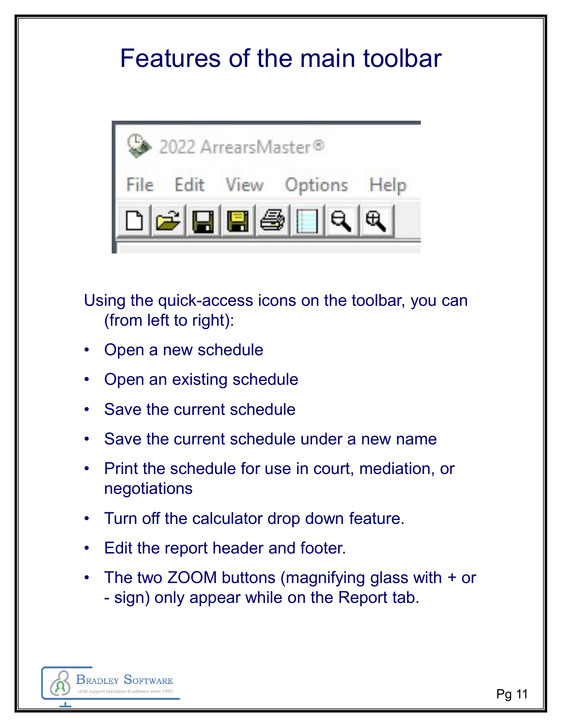# Features of the main toolbar

Using the quick-access icons on the toolbar, you can (from left to right):

- Open a new schedule
- Open an existing schedule
- Save the current schedule
- Save the current schedule under a new name
- Print the schedule for use in court, mediation, or negotiations
- Turn off the calculator drop down feature.
- Edit the report header and footer.
- The two ZOOM buttons (magnifying glass with + or - sign) only appear while on the Report tab.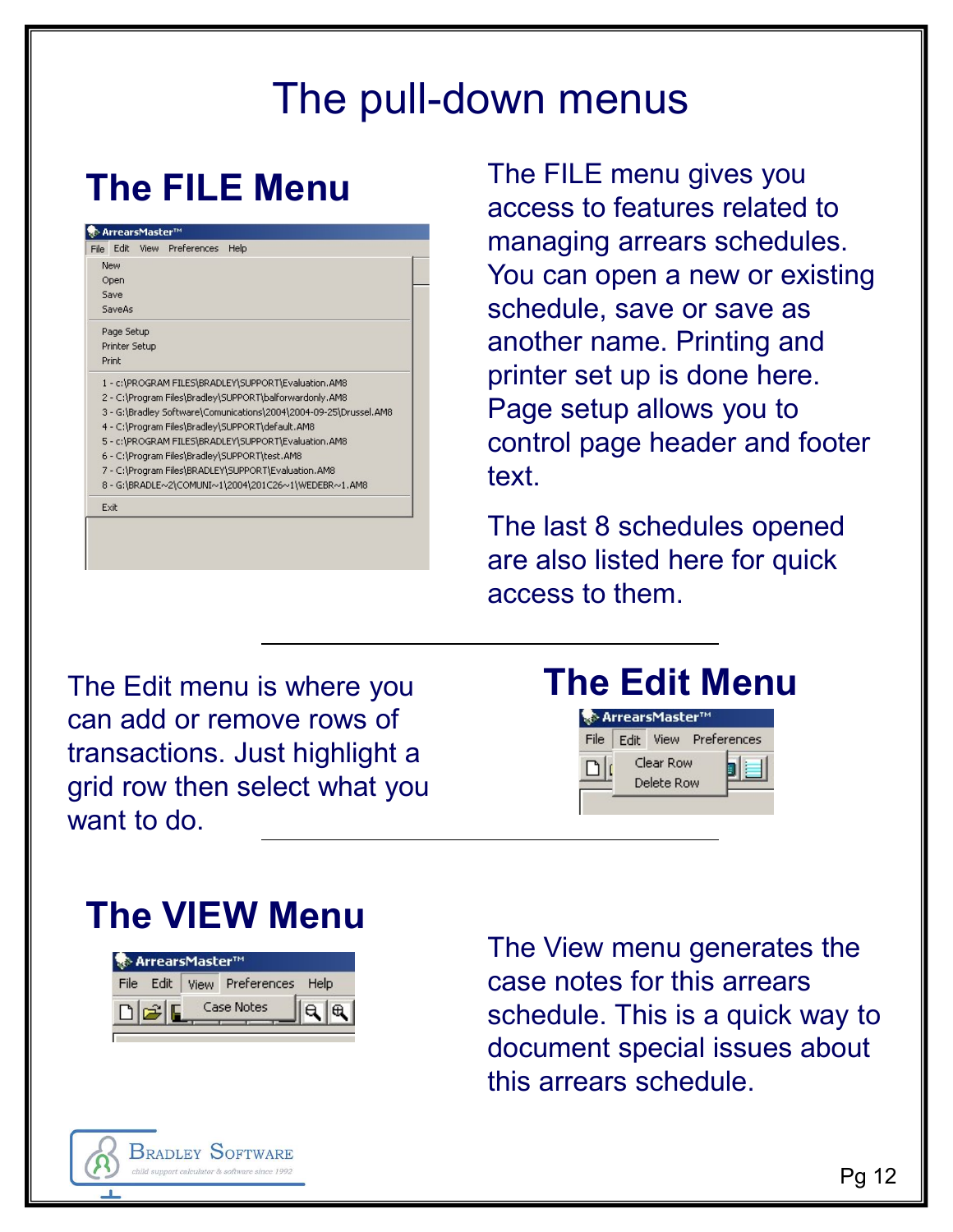# The pull-down menus

## The FILE Menu

The FILE menu gives you access to features related to managing arrears schedules. You can open a new or existing schedule, save or save as another name. Printing and printer set up is done here. Page setup allows you to control page header and footer text.

The last 8 schedules opened are also listed here for quick access to them.

---

## The Edit Menu

The Edit menu is where you can add or remove rows of transactions. Just highlight a grid row then select what you want to do.

---

## The VIEW Menu

The View menu generates the case notes for this arrears schedule. This is a quick way to document special issues about this arrears schedule.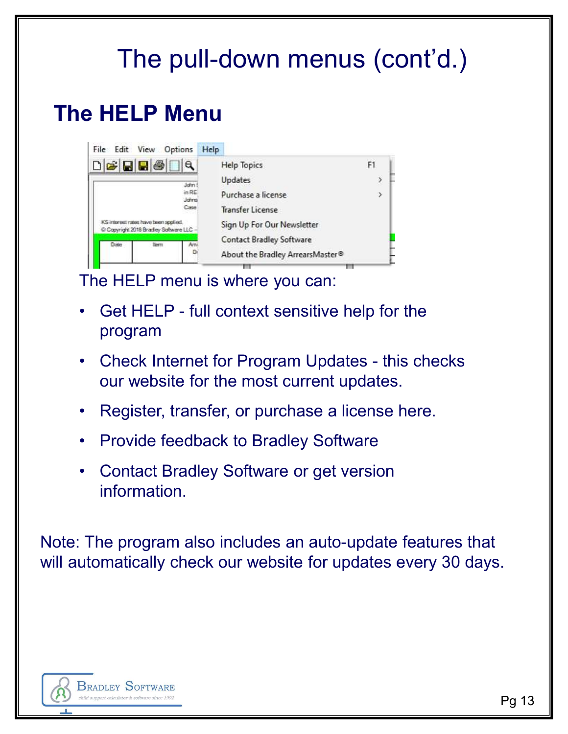# The pull-down menus (cont'd.)

## The HELP Menu

The HELP menu is where you can:

- Get HELP - full context sensitive help for the program
- Check Internet for Program Updates - this checks our website for the most current updates.
- Register, transfer, or purchase a license here.
- Provide feedback to Bradley Software
- Contact Bradley Software or get version information.

Note: The program also includes an auto-update features that will automatically check our website for updates every 30 days.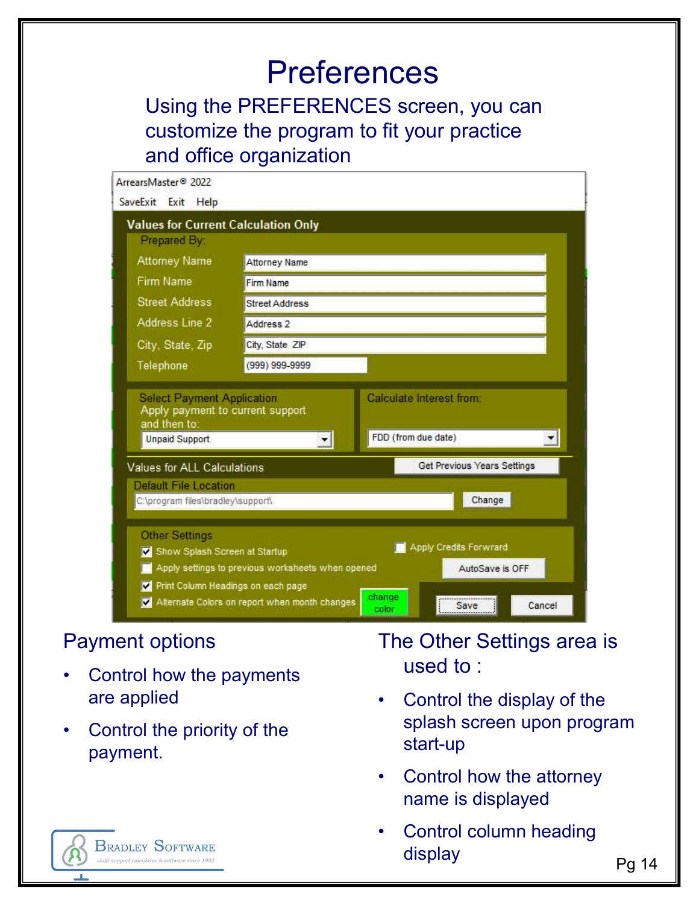# Preferences

Using the PREFERENCES screen, you can customize the program to fit your practice and office organization

ArrearsMaster® 2022

SaveExit Exit Help

**Values for Current Calculation Only**

Prepared By:

| | |
|---|---|
| Attorney Name | Attorney Name |
| Firm Name | Firm Name |
| Street Address | Street Address |
| Address Line 2 | Address 2 |
| City, State, Zip | City, State ZIP |
| Telephone | (999) 999-9999 |

Select Payment Application
Apply payment to current support and then to: Unpaid Support

Calculate Interest from: FDD (from due date)

Values for ALL Calculations — Get Previous Years Settings

Default File Location: C:\program files\bradley\support\ — Change

Other Settings

- [x] Show Splash Screen at Startup
- [ ] Apply settings to previous worksheets when opened
- [x] Print Column Headings on each page
- [x] Alternate Colors on report when month changes — change color
- [ ] Apply Credits Forward

AutoSave is OFF

Save Cancel

## Payment options

- Control how the payments are applied
- Control the priority of the payment.

## The Other Settings area is used to :

- Control the display of the splash screen upon program start-up
- Control how the attorney name is displayed
- Control column heading display

Bradley Software
child support calculator & software since 1992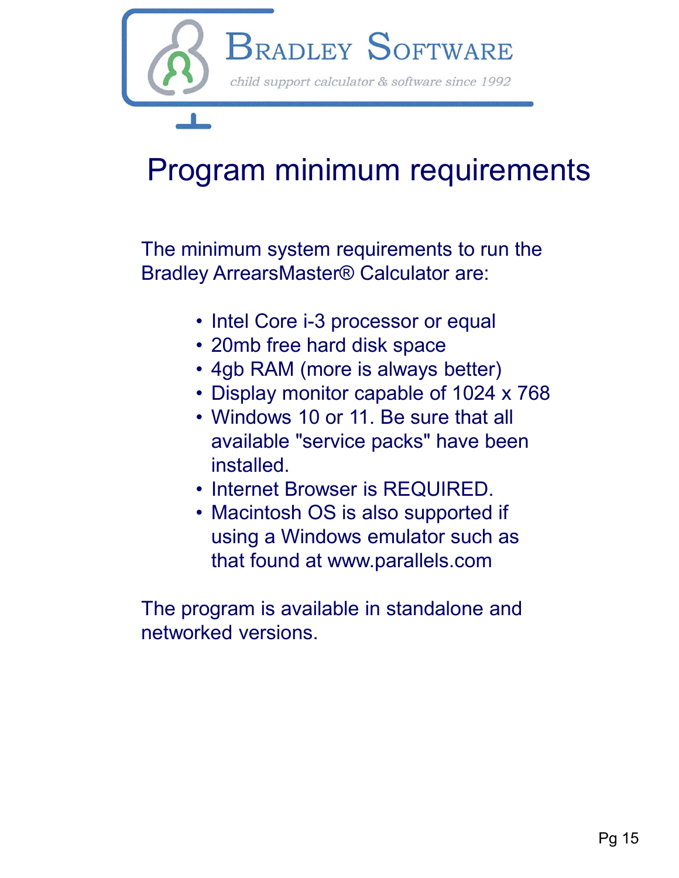Bradley Software

*child support calculator & software since 1992*

# Program minimum requirements

The minimum system requirements to run the Bradley ArrearsMaster® Calculator are:

- Intel Core i-3 processor or equal
- 20mb free hard disk space
- 4gb RAM (more is always better)
- Display monitor capable of 1024 x 768
- Windows 10 or 11. Be sure that all available "service packs" have been installed.
- Internet Browser is REQUIRED.
- Macintosh OS is also supported if using a Windows emulator such as that found at www.parallels.com

The program is available in standalone and networked versions.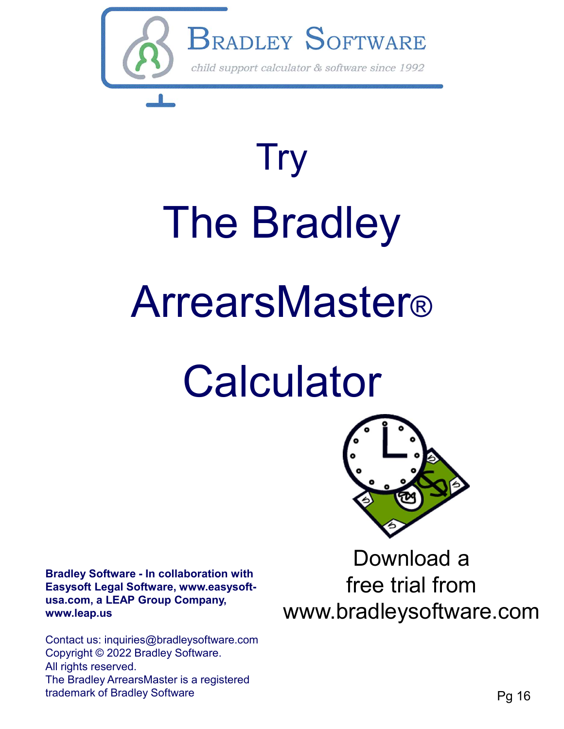Bradley Software

child support calculator & software since 1992

# Try

# The Bradley

# ArrearsMaster®

# Calculator

Download a free trial from www.bradleysoftware.com

**Bradley Software - In collaboration with Easysoft Legal Software, www.easysoft-usa.com, a LEAP Group Company, www.leap.us**

Contact us: inquiries@bradleysoftware.com
Copyright © 2022 Bradley Software.
All rights reserved.
The Bradley ArrearsMaster is a registered trademark of Bradley Software